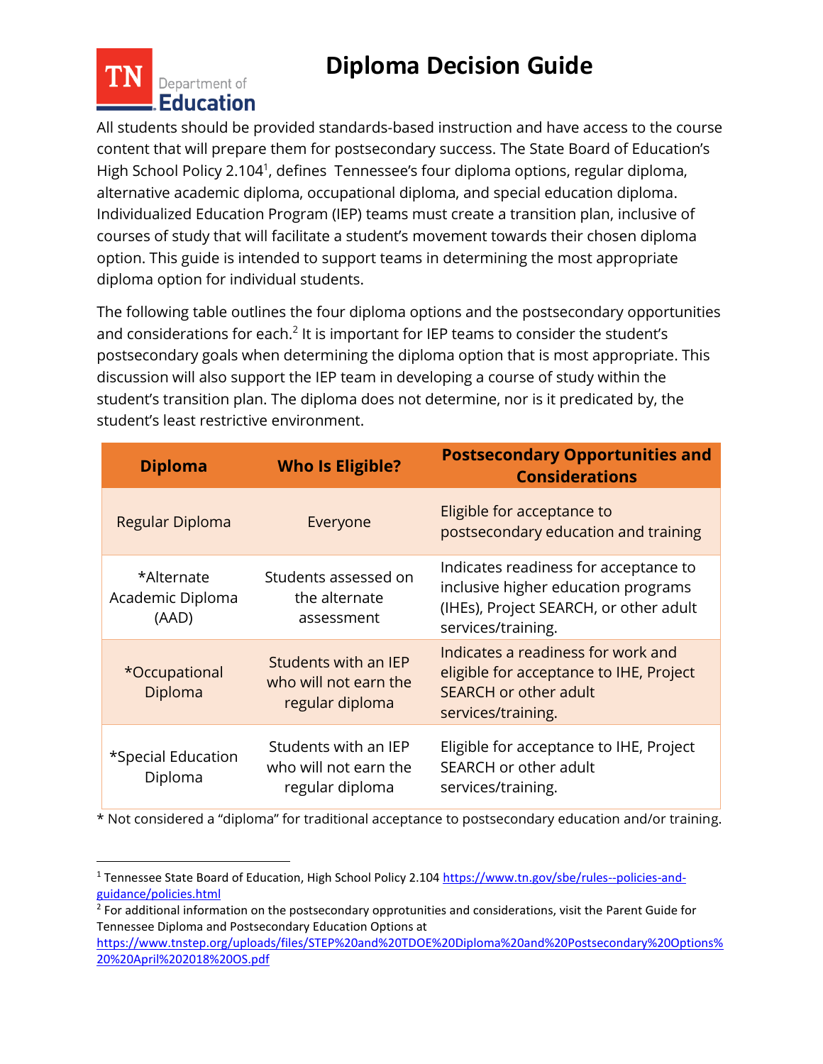# Diploma Decision Guide

TN Department of Education

All students should be provided standards-based instruction and have access to the course content that will prepare them for postsecondary success. The State Board of Education's High School Policy 2.104[1], defines  Tennessee's four diploma options, regular diploma, alternative academic diploma, occupational diploma, and special education diploma. Individualized Education Program (IEP) teams must create a transition plan, inclusive of courses of study that will facilitate a student's movement towards their chosen diploma option. This guide is intended to support teams in determining the most appropriate diploma option for individual students.

The following table outlines the four diploma options and the postsecondary opportunities and considerations for each.[2] It is important for IEP teams to consider the student's postsecondary goals when determining the diploma option that is most appropriate. This discussion will also support the IEP team in developing a course of study within the student's transition plan. The diploma does not determine, nor is it predicated by, the student's least restrictive environment.

| Diploma | Who Is Eligible? | Postsecondary Opportunities and Considerations |
|---|---|---|
| Regular Diploma | Everyone | Eligible for acceptance to postsecondary education and training |
| *Alternate Academic Diploma (AAD) | Students assessed on the alternate assessment | Indicates readiness for acceptance to inclusive higher education programs (IHEs), Project SEARCH, or other adult services/training. |
| *Occupational Diploma | Students with an IEP who will not earn the regular diploma | Indicates a readiness for work and eligible for acceptance to IHE, Project SEARCH or other adult services/training. |
| *Special Education Diploma | Students with an IEP who will not earn the regular diploma | Eligible for acceptance to IHE, Project SEARCH or other adult services/training. |

* Not considered a "diploma" for traditional acceptance to postsecondary education and/or training.

---

[1] Tennessee State Board of Education, High School Policy 2.104 https://www.tn.gov/sbe/rules--policies-and-guidance/policies.html

[2] For additional information on the postsecondary opprotunities and considerations, visit the Parent Guide for Tennessee Diploma and Postsecondary Education Options at https://www.tnstep.org/uploads/files/STEP%20and%20TDOE%20Diploma%20and%20Postsecondary%20Options%20%20April%202018%20OS.pdf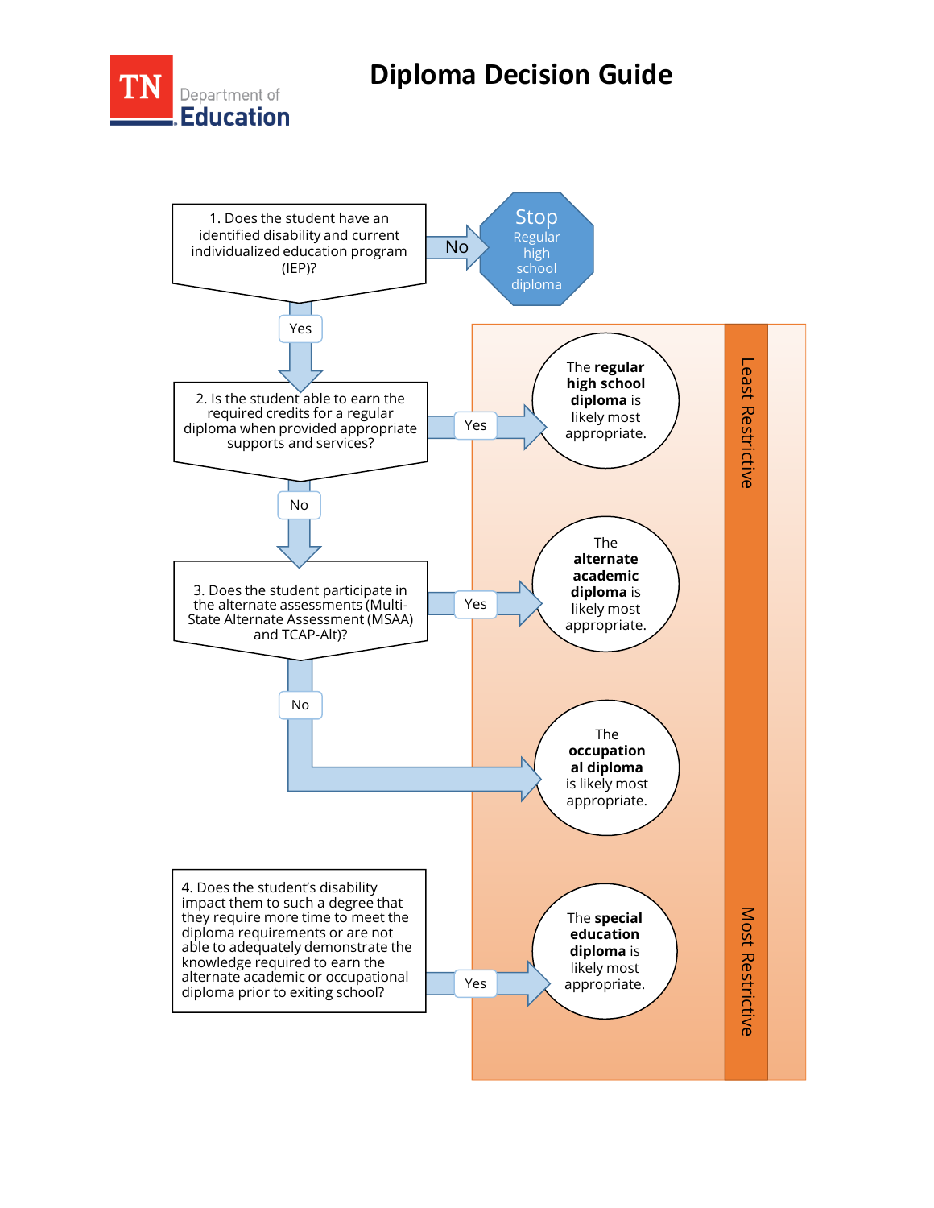# Diploma Decision Guide

TN Department of Education

1. Does the student have an identified disability and current individualized education program (IEP)?
   - **No** → **Stop** – Regular high school diploma
   - **Yes** → go to question 2

2. Is the student able to earn the required credits for a regular diploma when provided appropriate supports and services?
   - **Yes** → The **regular high school diploma** is likely most appropriate.
   - **No** → go to question 3

3. Does the student participate in the alternate assessments (Multi-State Alternate Assessment (MSAA) and TCAP-Alt)?
   - **Yes** → The **alternate academic diploma** is likely most appropriate.
   - **No** → The **occupational diploma** is likely most appropriate.

4. Does the student's disability impact them to such a degree that they require more time to meet the diploma requirements or are not able to adequately demonstrate the knowledge required to earn the alternate academic or occupational diploma prior to exiting school?
   - **Yes** → The **special education diploma** is likely most appropriate.

Least Restrictive → Most Restrictive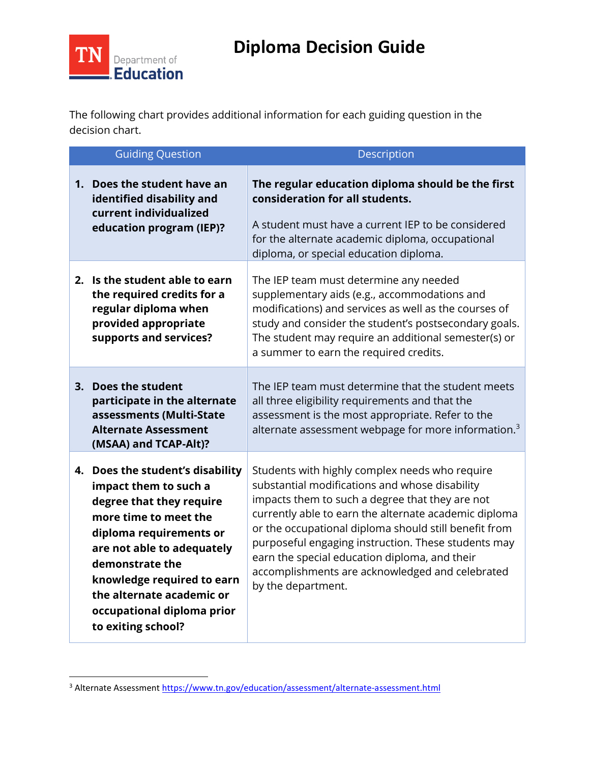TN Department of Education

# Diploma Decision Guide

The following chart provides additional information for each guiding question in the decision chart.

| Guiding Question | Description |
| --- | --- |
| **1. Does the student have an identified disability and current individualized education program (IEP)?** | **The regular education diploma should be the first consideration for all students.**<br><br>A student must have a current IEP to be considered for the alternate academic diploma, occupational diploma, or special education diploma. |
| **2. Is the student able to earn the required credits for a regular diploma when provided appropriate supports and services?** | The IEP team must determine any needed supplementary aids (e.g., accommodations and modifications) and services as well as the courses of study and consider the student's postsecondary goals. The student may require an additional semester(s) or a summer to earn the required credits. |
| **3. Does the student participate in the alternate assessments (Multi-State Alternate Assessment (MSAA) and TCAP-Alt)?** | The IEP team must determine that the student meets all three eligibility requirements and that the assessment is the most appropriate. Refer to the alternate assessment webpage for more information.[3] |
| **4. Does the student's disability impact them to such a degree that they require more time to meet the diploma requirements or are not able to adequately demonstrate the knowledge required to earn the alternate academic or occupational diploma prior to exiting school?** | Students with highly complex needs who require substantial modifications and whose disability impacts them to such a degree that they are not currently able to earn the alternate academic diploma or the occupational diploma should still benefit from purposeful engaging instruction. These students may earn the special education diploma, and their accomplishments are acknowledged and celebrated by the department. |

[3] Alternate Assessment https://www.tn.gov/education/assessment/alternate-assessment.html